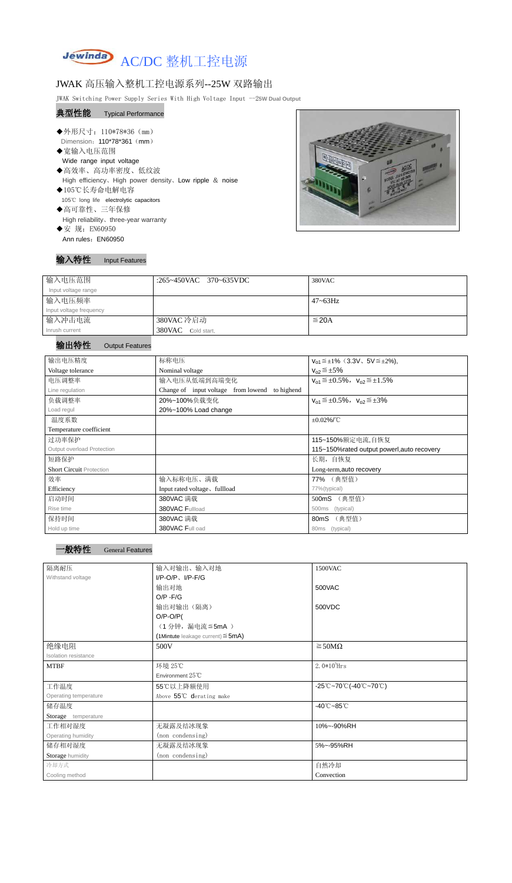# Jewinda AC/DC 整机工控电源

## JWAK 高压输入整机工控电源系列--25W 双路输出

JWAK Switching Power Supply Series With High Voltage Input --25W Dual Output

### 典型性能 Typical Performance

- ◆外形尺寸：110*78*36（mm）
  Dimension：110*78*361（mm）
- ◆宽输入电压范围
  Wide range input voltage
- ◆高效率、高功率密度、低纹波
  High efficiency、High power density、Low ripple ＆ noise
- ◆105℃长寿命电解电容
  105℃ long life electrolytic capacitors
- ◆高可靠性、三年保修
  High reliability、three-year warranty
- ◆安 规：EN60950
  Ann rules：EN60950

### 输入特性 Input Features

| 输入电压范围<br>Input voltage range | :265~450VAC 370~635VDC | 380VAC |
|---|---|---|
| 输入电压频率<br>Input voltage frequency | | 47~63Hz |
| 输入冲击电流<br>Inrush current | 380VAC 冷启动<br>380VAC Cold start, | ≦20A |

### 输出特性 Output Features

| 输出电压精度<br>Voltage tolerance | 标称电压<br>Nominal voltage | $V_{01}$≦±1%（3.3V、5V≦±2%),<br>$V_{02}$≦±5% |
|---|---|---|
| 电压调整率<br>Line regulation | 输入电压从低端到高端变化<br>Change of input voltage from lowend to highend | $V_{01}$≦±0.5%，$V_{02}$≦±1.5% |
| 负载调整率<br>Load regul | 20%~100%负载变化<br>20%~100% Load change | $V_{01}$≦±0.5%，$V_{02}$≦±3% |
| 温度系数<br>Temperature coefficient | | ±0.02%/℃ |
| 过功率保护<br>Output overload Protection | | 115~150%额定电流,自恢复<br>115~150%rated output powerl,auto recovery |
| 短路保护<br>Short Circuit Protection | | 长期，自恢复<br>Long-term,auto recovery |
| 效率<br>Efficiency | 输入标称电压、满载<br>Input rated voltage、fullload | 77% （典型值）<br>77%(typical) |
| 启动时间<br>Rise time | 380VAC 满载<br>380VAC Fullload | 500mS （典型值）<br>500ms (typical) |
| 保持时间<br>Hold up time | 380VAC 满载<br>380VAC Full oad | 80mS （典型值）<br>80ms (typical) |

### 一般特性 General Features

| 隔离耐压<br>Withstand voltage | 输入对输出、输入对地<br>I/P-O/P、I/P-F/G | 1500VAC |
|---|---|---|
| | 输出对地<br>O/P -F/G | 500VAC |
| | 输出对输出（隔离）<br>O/P-O/P(<br>（1 分钟，漏电流≦5mA ）<br>(1Mintute leakage current)≦5mA) | 500VDC |
| 绝缘电阻<br>Isolation resistance | 500V | ≧50MΩ |
| MTBF | 环境 25℃<br>Environment 25℃ | $2.0*10^5$Hrs |
| 工作温度<br>Operating temperature | 55℃以上降额使用<br>Above 55℃ derating make | -25℃~70℃(-40℃~70℃) |
| 储存温度<br>Storage temperature | | -40℃~85℃ |
| 工作相对湿度<br>Operating humidity | 无凝露及结冰现象<br>(non condensing) | 10%~-90%RH |
| 储存相对湿度<br>Storage humidity | 无凝露及结冰现象<br>(non condensing) | 5%~-95%RH |
| 冷却方式<br>Cooling method | | 自然冷却<br>Convection |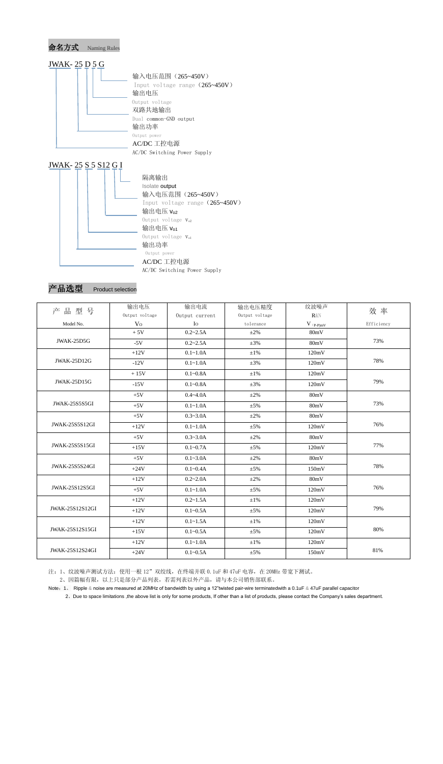## 命名方式 Naming Rules

JWAK- 25 D 5 G

- 输入电压范围（265~450V） Input voltage range（265~450V）
- 输出电压 Output voltage
- 双路共地输出 Dual common-GND output
- 输出功率 Output power
- AC/DC 工控电源 AC/DC Switching Power Supply

JWAK- 25 S 5 S12 G I

- 隔离输出 Isolate output
- 输入电压范围（265~450V） Input voltage range（265~450V）
- 输出电压 $V_{o2}$ Output voltage $V_{o2}$
- 输出电压 $V_{o1}$ Output voltage $V_{o1}$
- 输出功率 Output power
- AC/DC 工控电源 AC/DC Switching Power Supply

## 产品选型 Product selection

| 产 品 型 号 Model No. | 输出电压 Output voltage $V_O$ | 输出电流 Output current Io | 输出电压精度 Output voltage tolerance | 纹波噪声 R&N $V_{(P-P)mV}$ | 效 率 Efficiency |
|---|---|---|---|---|---|
| JWAK-25D5G | + 5V | 0.2~2.5A | ±2% | 80mV | 73% |
| | -5V | 0.2~2.5A | ±3% | 80mV | |
| JWAK-25D12G | +12V | 0.1~1.0A | ±1% | 120mV | 78% |
| | -12V | 0.1~1.0A | ±3% | 120mV | |
| JWAK-25D15G | + 15V | 0.1~0.8A | ±1% | 120mV | 79% |
| | -15V | 0.1~0.8A | ±3% | 120mV | |
| JWAK-25S5S5GI | +5V | 0.4~4.0A | ±2% | 80mV | 73% |
| | +5V | 0.1~1.0A | ±5% | 80mV | |
| JWAK-25S5S12GI | +5V | 0.3~3.0A | ±2% | 80mV | 76% |
| | +12V | 0.1~1.0A | ±5% | 120mV | |
| JWAK-25S5S15GI | +5V | 0.3~3.0A | ±2% | 80mV | 77% |
| | +15V | 0.1~0.7A | ±5% | 120mV | |
| JWAK-25S5S24GI | +5V | 0.1~3.0A | ±2% | 80mV | 78% |
| | +24V | 0.1~0.4A | ±5% | 150mV | |
| JWAK-25S12S5GI | +12V | 0.2~2.0A | ±2% | 80mV | 76% |
| | +5V | 0.1~1.0A | ±5% | 120mV | |
| JWAK-25S12S12GI | +12V | 0.2~1.5A | ±1% | 120mV | 79% |
| | +12V | 0.1~0.5A | ±5% | 120mV | |
| JWAK-25S12S15GI | +12V | 0.1~1.5A | ±1% | 120mV | 80% |
| | +15V | 0.1~0.5A | ±5% | 120mV | |
| JWAK-25S12S24GI | +12V | 0.1~1.0A | ±1% | 120mV | 81% |
| | +24V | 0.1~0.5A | ±5% | 150mV | |

注：1、纹波噪声测试方法：使用一根 12" 双绞线，在终端并联 0.1uF 和 47uF 电容，在 20MHz 带宽下测试。

2、因篇幅有限，以上只是部分产品列表，若需列表以外产品，请与本公司销售部联系。

Note：1、 Ripple & noise are measured at 20MHz of bandwidth by using a 12"twisted pair-wire terminatedwith a 0.1uF & 47uF parallel capacitor

2、Due to space limitations ,the above list is only for some products, If other than a list of products, please contact the Company's sales department.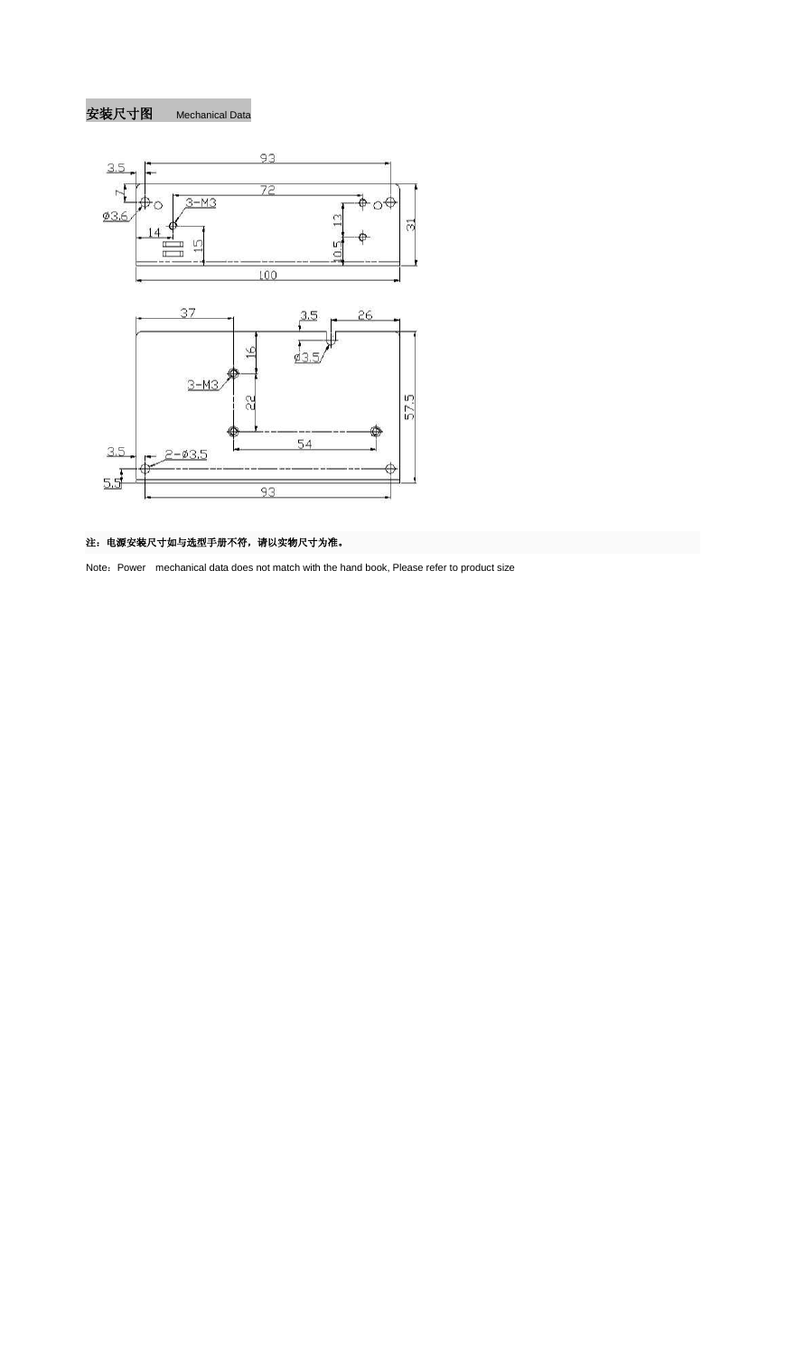## 安装尺寸图 Mechanical Data

3.5
93
7
72
3-M3
Ø3.6
13
31
14
15
10.5
100

37
3.5
26
16
Ø3.5
3-M3
22
57.5
54
3.5
2-Ø3.5
5.5
93

**注：电源安装尺寸如与选型手册不符，请以实物尺寸为准。**

Note：Power mechanical data does not match with the hand book, Please refer to product size